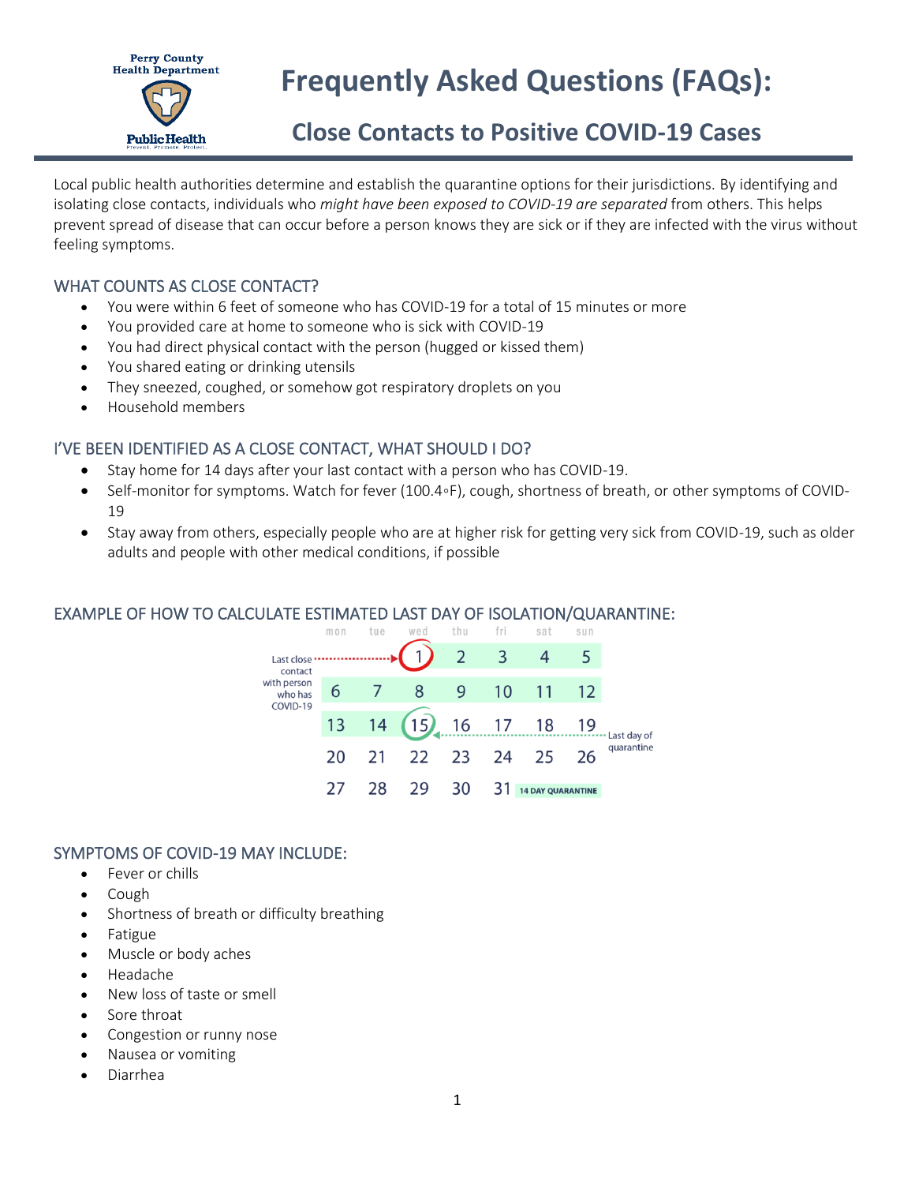# Frequently Asked Questions (FAQs):

## Close Contacts to Positive COVID-19 Cases

Local public health authorities determine and establish the quarantine options for their jurisdictions. By identifying and isolating close contacts, individuals who *might have been exposed to COVID-19 are separated* from others. This helps prevent spread of disease that can occur before a person knows they are sick or if they are infected with the virus without feeling symptoms.

### WHAT COUNTS AS CLOSE CONTACT?

- You were within 6 feet of someone who has COVID-19 for a total of 15 minutes or more
- You provided care at home to someone who is sick with COVID-19
- You had direct physical contact with the person (hugged or kissed them)
- You shared eating or drinking utensils
- They sneezed, coughed, or somehow got respiratory droplets on you
- Household members

### I'VE BEEN IDENTIFIED AS A CLOSE CONTACT, WHAT SHOULD I DO?

- Stay home for 14 days after your last contact with a person who has COVID-19.
- Self-monitor for symptoms. Watch for fever (100.4◦F), cough, shortness of breath, or other symptoms of COVID-19
- Stay away from others, especially people who are at higher risk for getting very sick from COVID-19, such as older adults and people with other medical conditions, if possible

### EXAMPLE OF HOW TO CALCULATE ESTIMATED LAST DAY OF ISOLATION/QUARANTINE:

| mon | tue | wed | thu | fri | sat | sun |
|---|---|---|---|---|---|---|
| | | 1 | 2 | 3 | 4 | 5 |
| 6 | 7 | 8 | 9 | 10 | 11 | 12 |
| 13 | 14 | 15 | 16 | 17 | 18 | 19 |
| 20 | 21 | 22 | 23 | 24 | 25 | 26 |
| 27 | 28 | 29 | 30 | 31 | 14 DAY QUARANTINE | |

Last close contact with person who has COVID-19: 1

Last day of quarantine: 15

### SYMPTOMS OF COVID-19 MAY INCLUDE:

- Fever or chills
- Cough
- Shortness of breath or difficulty breathing
- Fatigue
- Muscle or body aches
- Headache
- New loss of taste or smell
- Sore throat
- Congestion or runny nose
- Nausea or vomiting
- Diarrhea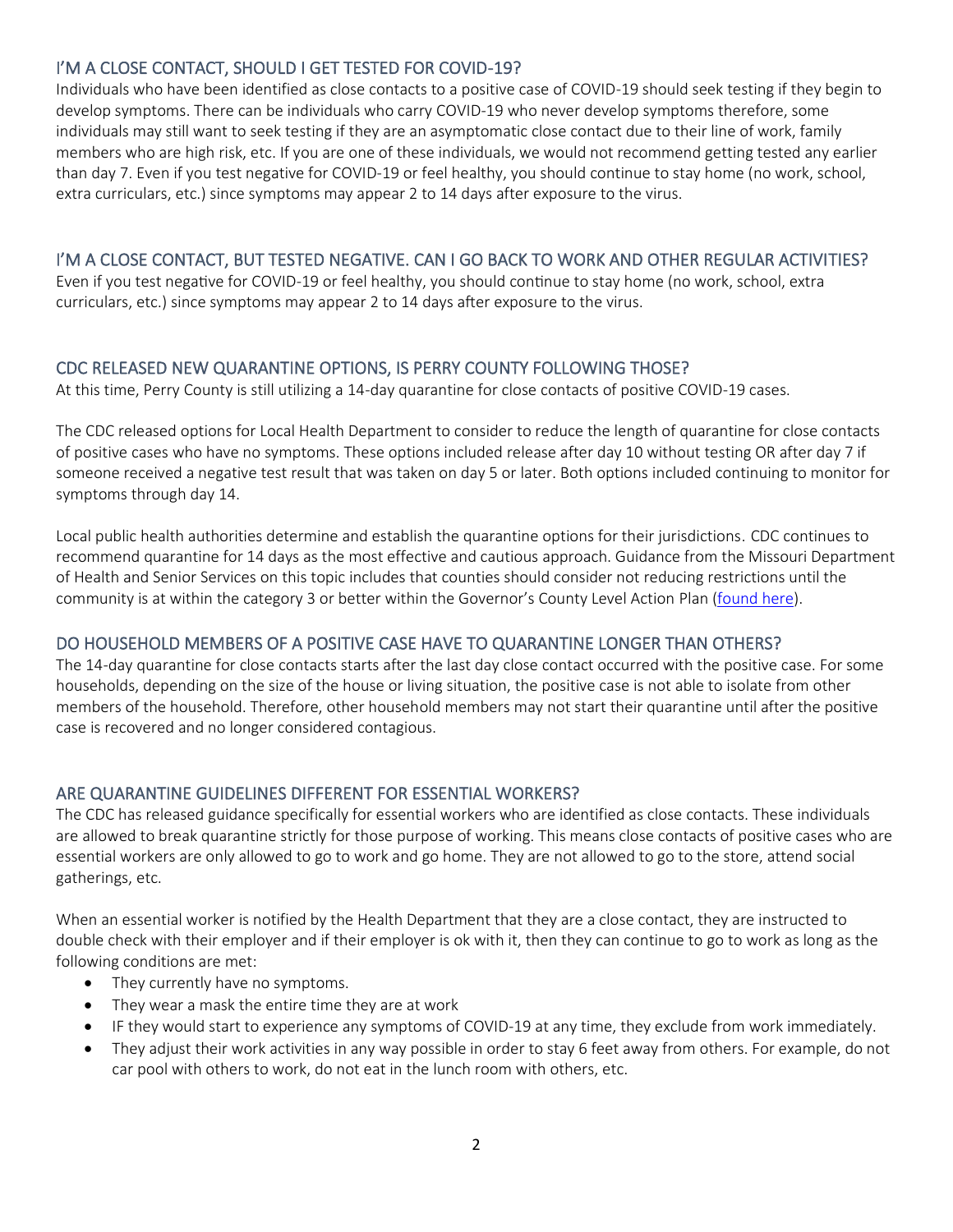## I'M A CLOSE CONTACT, SHOULD I GET TESTED FOR COVID-19?

Individuals who have been identified as close contacts to a positive case of COVID-19 should seek testing if they begin to develop symptoms. There can be individuals who carry COVID-19 who never develop symptoms therefore, some individuals may still want to seek testing if they are an asymptomatic close contact due to their line of work, family members who are high risk, etc. If you are one of these individuals, we would not recommend getting tested any earlier than day 7. Even if you test negative for COVID-19 or feel healthy, you should continue to stay home (no work, school, extra curriculars, etc.) since symptoms may appear 2 to 14 days after exposure to the virus.

## I'M A CLOSE CONTACT, BUT TESTED NEGATIVE. CAN I GO BACK TO WORK AND OTHER REGULAR ACTIVITIES?

Even if you test negative for COVID-19 or feel healthy, you should continue to stay home (no work, school, extra curriculars, etc.) since symptoms may appear 2 to 14 days after exposure to the virus.

## CDC RELEASED NEW QUARANTINE OPTIONS, IS PERRY COUNTY FOLLOWING THOSE?

At this time, Perry County is still utilizing a 14-day quarantine for close contacts of positive COVID-19 cases.

The CDC released options for Local Health Department to consider to reduce the length of quarantine for close contacts of positive cases who have no symptoms. These options included release after day 10 without testing OR after day 7 if someone received a negative test result that was taken on day 5 or later. Both options included continuing to monitor for symptoms through day 14.

Local public health authorities determine and establish the quarantine options for their jurisdictions. CDC continues to recommend quarantine for 14 days as the most effective and cautious approach. Guidance from the Missouri Department of Health and Senior Services on this topic includes that counties should consider not reducing restrictions until the community is at within the category 3 or better within the Governor's County Level Action Plan (found here).

## DO HOUSEHOLD MEMBERS OF A POSITIVE CASE HAVE TO QUARANTINE LONGER THAN OTHERS?

The 14-day quarantine for close contacts starts after the last day close contact occurred with the positive case. For some households, depending on the size of the house or living situation, the positive case is not able to isolate from other members of the household. Therefore, other household members may not start their quarantine until after the positive case is recovered and no longer considered contagious.

## ARE QUARANTINE GUIDELINES DIFFERENT FOR ESSENTIAL WORKERS?

The CDC has released guidance specifically for essential workers who are identified as close contacts. These individuals are allowed to break quarantine strictly for those purpose of working. This means close contacts of positive cases who are essential workers are only allowed to go to work and go home. They are not allowed to go to the store, attend social gatherings, etc.

When an essential worker is notified by the Health Department that they are a close contact, they are instructed to double check with their employer and if their employer is ok with it, then they can continue to go to work as long as the following conditions are met:

- They currently have no symptoms.
- They wear a mask the entire time they are at work
- IF they would start to experience any symptoms of COVID-19 at any time, they exclude from work immediately.
- They adjust their work activities in any way possible in order to stay 6 feet away from others. For example, do not car pool with others to work, do not eat in the lunch room with others, etc.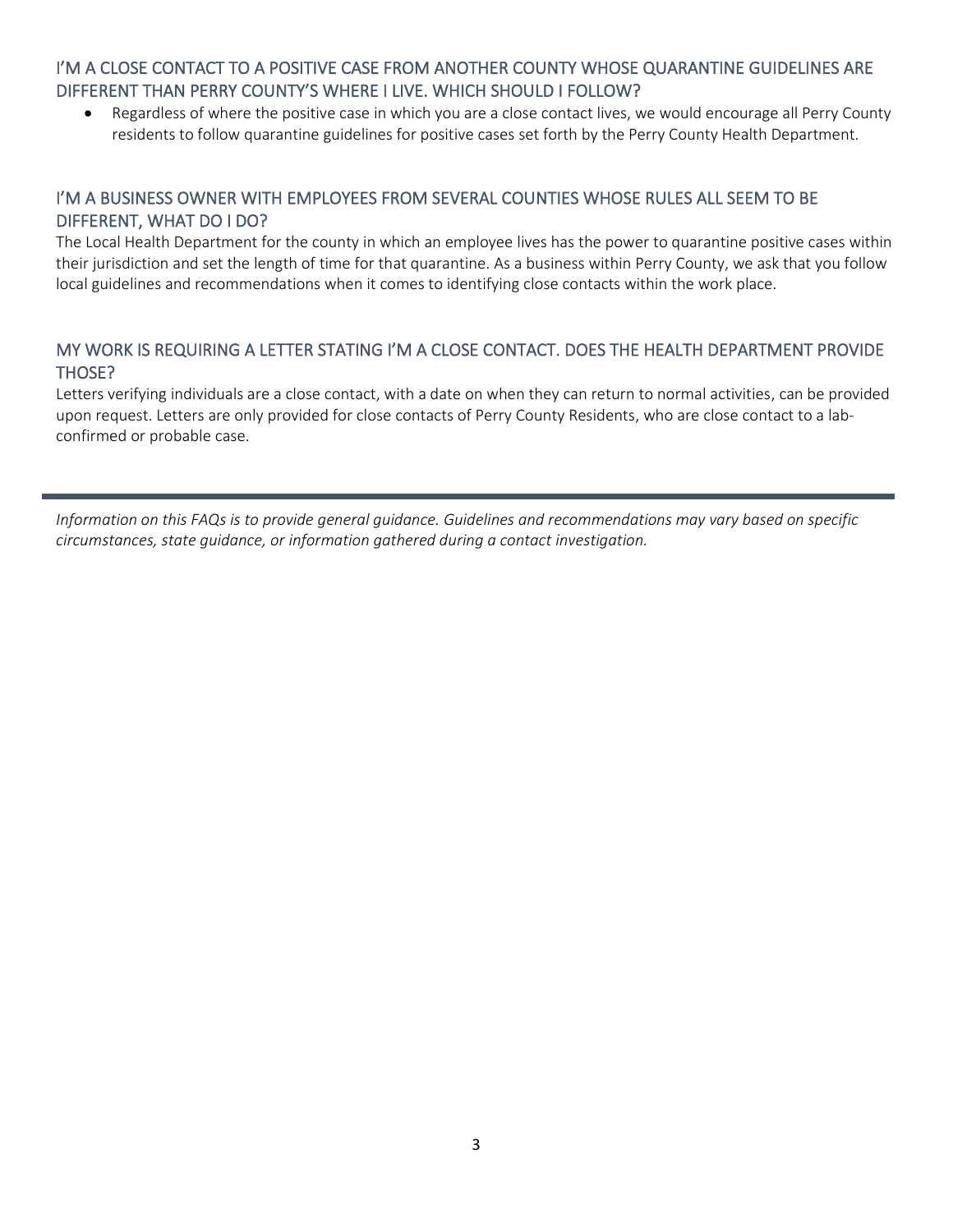### I'M A CLOSE CONTACT TO A POSITIVE CASE FROM ANOTHER COUNTY WHOSE QUARANTINE GUIDELINES ARE DIFFERENT THAN PERRY COUNTY'S WHERE I LIVE. WHICH SHOULD I FOLLOW?

- Regardless of where the positive case in which you are a close contact lives, we would encourage all Perry County residents to follow quarantine guidelines for positive cases set forth by the Perry County Health Department.

### I'M A BUSINESS OWNER WITH EMPLOYEES FROM SEVERAL COUNTIES WHOSE RULES ALL SEEM TO BE DIFFERENT, WHAT DO I DO?

The Local Health Department for the county in which an employee lives has the power to quarantine positive cases within their jurisdiction and set the length of time for that quarantine. As a business within Perry County, we ask that you follow local guidelines and recommendations when it comes to identifying close contacts within the work place.

### MY WORK IS REQUIRING A LETTER STATING I'M A CLOSE CONTACT. DOES THE HEALTH DEPARTMENT PROVIDE THOSE?

Letters verifying individuals are a close contact, with a date on when they can return to normal activities, can be provided upon request. Letters are only provided for close contacts of Perry County Residents, who are close contact to a lab-confirmed or probable case.

---

*Information on this FAQs is to provide general guidance. Guidelines and recommendations may vary based on specific circumstances, state guidance, or information gathered during a contact investigation.*